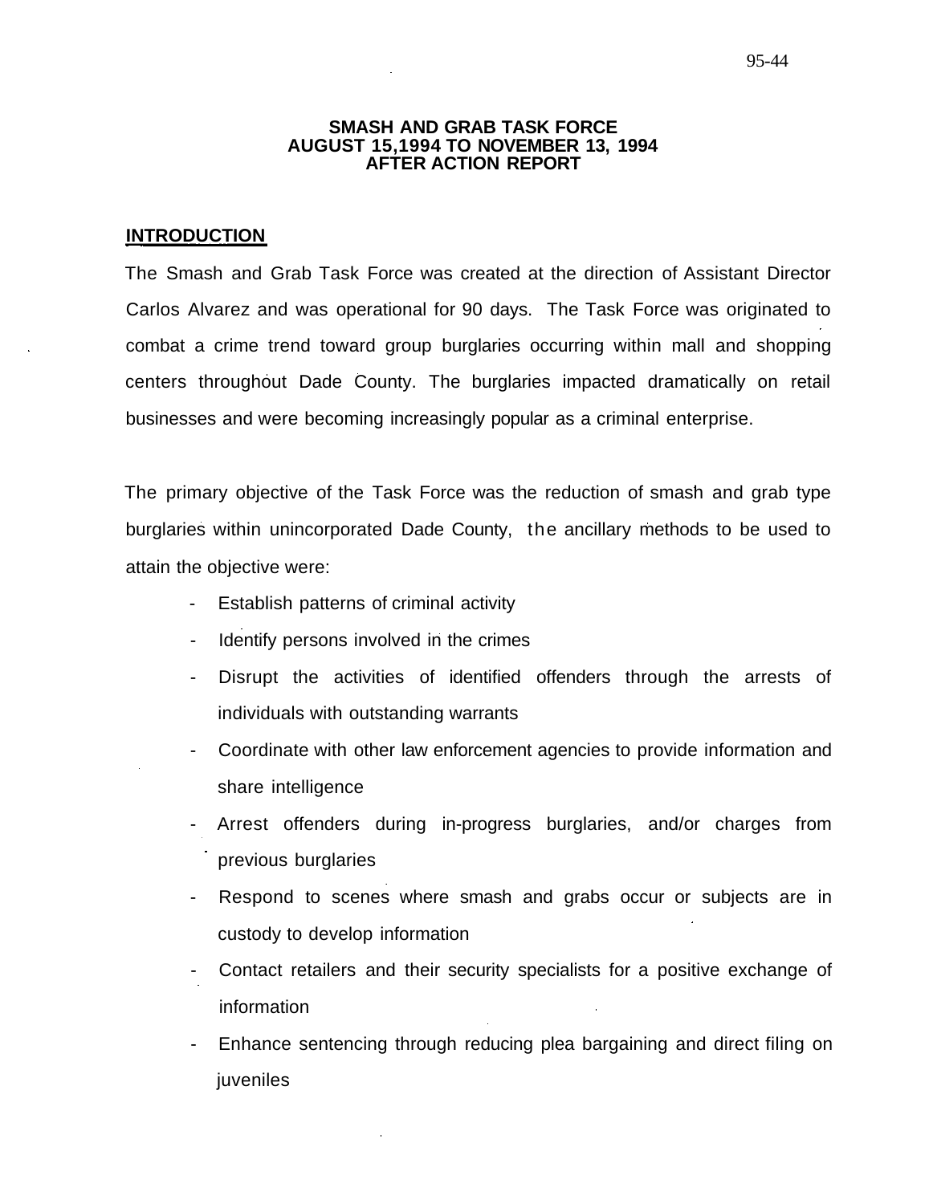95-44

# SMASH AND GRAB TASK FORCE
# AUGUST 15,1994 TO NOVEMBER 13, 1994
# AFTER ACTION REPORT

## INTRODUCTION

The Smash and Grab Task Force was created at the direction of Assistant Director Carlos Alvarez and was operational for 90 days. The Task Force was originated to combat a crime trend toward group burglaries occurring within mall and shopping centers throughout Dade County. The burglaries impacted dramatically on retail businesses and were becoming increasingly popular as a criminal enterprise.

The primary objective of the Task Force was the reduction of smash and grab type burglaries within unincorporated Dade County, the ancillary methods to be used to attain the objective were:

- Establish patterns of criminal activity
- Identify persons involved in the crimes
- Disrupt the activities of identified offenders through the arrests of individuals with outstanding warrants
- Coordinate with other law enforcement agencies to provide information and share intelligence
- Arrest offenders during in-progress burglaries, and/or charges from previous burglaries
- Respond to scenes where smash and grabs occur or subjects are in custody to develop information
- Contact retailers and their security specialists for a positive exchange of information
- Enhance sentencing through reducing plea bargaining and direct filing on juveniles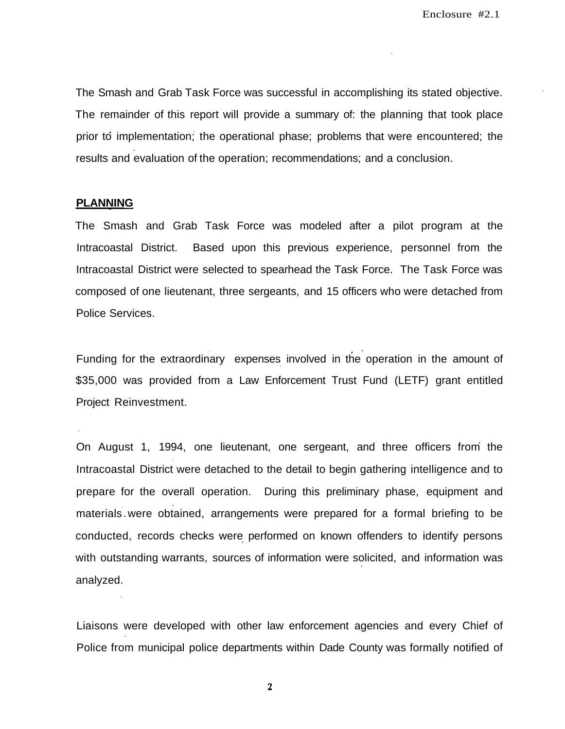The Smash and Grab Task Force was successful in accomplishing its stated objective. The remainder of this report will provide a summary of: the planning that took place prior to implementation; the operational phase; problems that were encountered; the results and evaluation of the operation; recommendations; and a conclusion.

## PLANNING

The Smash and Grab Task Force was modeled after a pilot program at the Intracoastal District. Based upon this previous experience, personnel from the Intracoastal District were selected to spearhead the Task Force. The Task Force was composed of one lieutenant, three sergeants, and 15 officers who were detached from Police Services.

Funding for the extraordinary expenses involved in the operation in the amount of $35,000 was provided from a Law Enforcement Trust Fund (LETF) grant entitled Project Reinvestment.

On August 1, 1994, one lieutenant, one sergeant, and three officers from the Intracoastal District were detached to the detail to begin gathering intelligence and to prepare for the overall operation. During this preliminary phase, equipment and materials were obtained, arrangements were prepared for a formal briefing to be conducted, records checks were performed on known offenders to identify persons with outstanding warrants, sources of information were solicited, and information was analyzed.

Liaisons were developed with other law enforcement agencies and every Chief of Police from municipal police departments within Dade County was formally notified of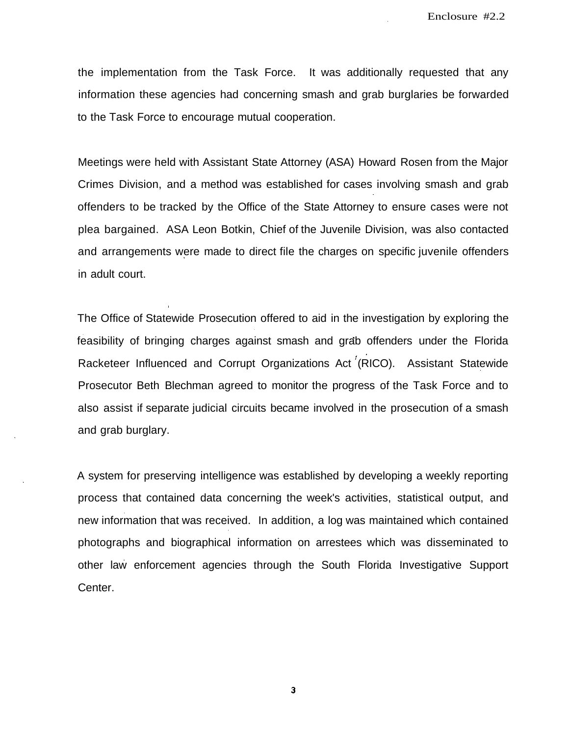the implementation from the Task Force. It was additionally requested that any information these agencies had concerning smash and grab burglaries be forwarded to the Task Force to encourage mutual cooperation.

Meetings were held with Assistant State Attorney (ASA) Howard Rosen from the Major Crimes Division, and a method was established for cases involving smash and grab offenders to be tracked by the Office of the State Attorney to ensure cases were not plea bargained. ASA Leon Botkin, Chief of the Juvenile Division, was also contacted and arrangements were made to direct file the charges on specific juvenile offenders in adult court.

The Office of Statewide Prosecution offered to aid in the investigation by exploring the feasibility of bringing charges against smash and grab offenders under the Florida Racketeer Influenced and Corrupt Organizations Act (RICO). Assistant Statewide Prosecutor Beth Blechman agreed to monitor the progress of the Task Force and to also assist if separate judicial circuits became involved in the prosecution of a smash and grab burglary.

A system for preserving intelligence was established by developing a weekly reporting process that contained data concerning the week's activities, statistical output, and new information that was received. In addition, a log was maintained which contained photographs and biographical information on arrestees which was disseminated to other law enforcement agencies through the South Florida Investigative Support Center.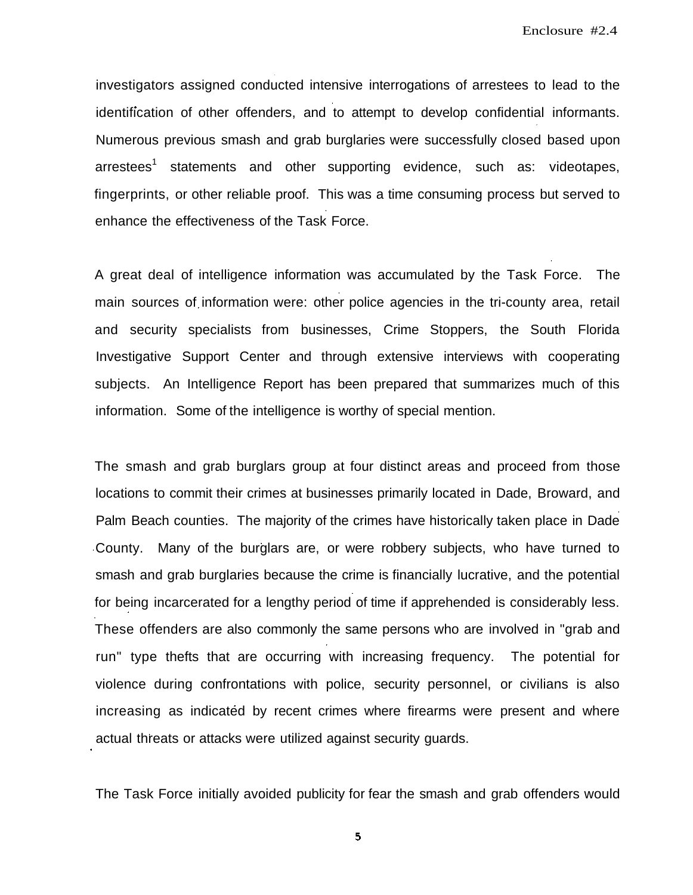investigators assigned conducted intensive interrogations of arrestees to lead to the identification of other offenders, and to attempt to develop confidential informants. Numerous previous smash and grab burglaries were successfully closed based upon arrestees[1] statements and other supporting evidence, such as: videotapes, fingerprints, or other reliable proof. This was a time consuming process but served to enhance the effectiveness of the Task Force.

A great deal of intelligence information was accumulated by the Task Force. The main sources of information were: other police agencies in the tri-county area, retail and security specialists from businesses, Crime Stoppers, the South Florida Investigative Support Center and through extensive interviews with cooperating subjects. An Intelligence Report has been prepared that summarizes much of this information. Some of the intelligence is worthy of special mention.

The smash and grab burglars group at four distinct areas and proceed from those locations to commit their crimes at businesses primarily located in Dade, Broward, and Palm Beach counties. The majority of the crimes have historically taken place in Dade County. Many of the burglars are, or were robbery subjects, who have turned to smash and grab burglaries because the crime is financially lucrative, and the potential for being incarcerated for a lengthy period of time if apprehended is considerably less. These offenders are also commonly the same persons who are involved in "grab and run" type thefts that are occurring with increasing frequency. The potential for violence during confrontations with police, security personnel, or civilians is also increasing as indicated by recent crimes where firearms were present and where actual threats or attacks were utilized against security guards.

The Task Force initially avoided publicity for fear the smash and grab offenders would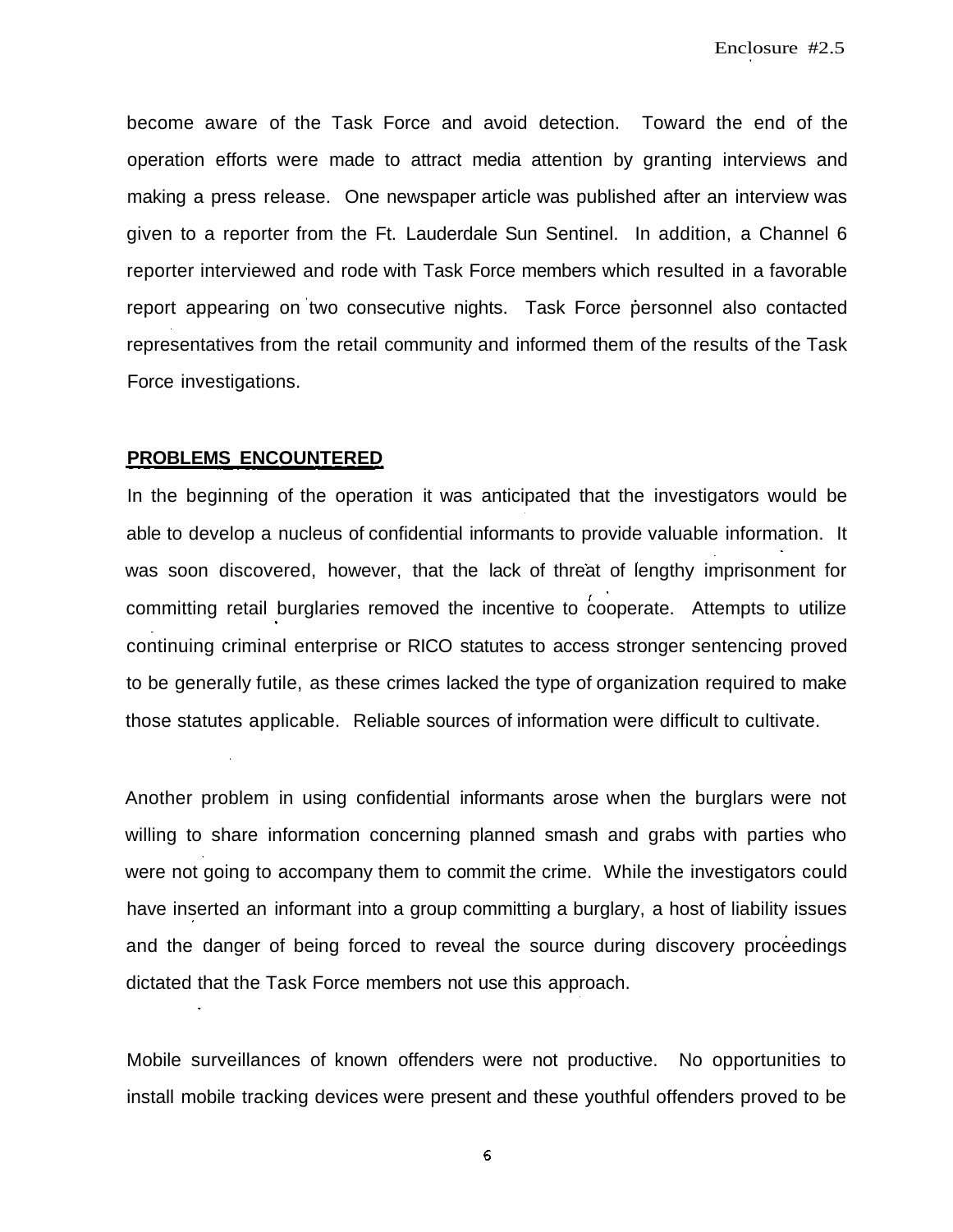become aware of the Task Force and avoid detection. Toward the end of the operation efforts were made to attract media attention by granting interviews and making a press release. One newspaper article was published after an interview was given to a reporter from the Ft. Lauderdale Sun Sentinel. In addition, a Channel 6 reporter interviewed and rode with Task Force members which resulted in a favorable report appearing on two consecutive nights. Task Force personnel also contacted representatives from the retail community and informed them of the results of the Task Force investigations.

**PROBLEMS ENCOUNTERED**

In the beginning of the operation it was anticipated that the investigators would be able to develop a nucleus of confidential informants to provide valuable information. It was soon discovered, however, that the lack of threat of lengthy imprisonment for committing retail burglaries removed the incentive to cooperate. Attempts to utilize continuing criminal enterprise or RICO statutes to access stronger sentencing proved to be generally futile, as these crimes lacked the type of organization required to make those statutes applicable. Reliable sources of information were difficult to cultivate.

Another problem in using confidential informants arose when the burglars were not willing to share information concerning planned smash and grabs with parties who were not going to accompany them to commit the crime. While the investigators could have inserted an informant into a group committing a burglary, a host of liability issues and the danger of being forced to reveal the source during discovery proceedings dictated that the Task Force members not use this approach.

Mobile surveillances of known offenders were not productive. No opportunities to install mobile tracking devices were present and these youthful offenders proved to be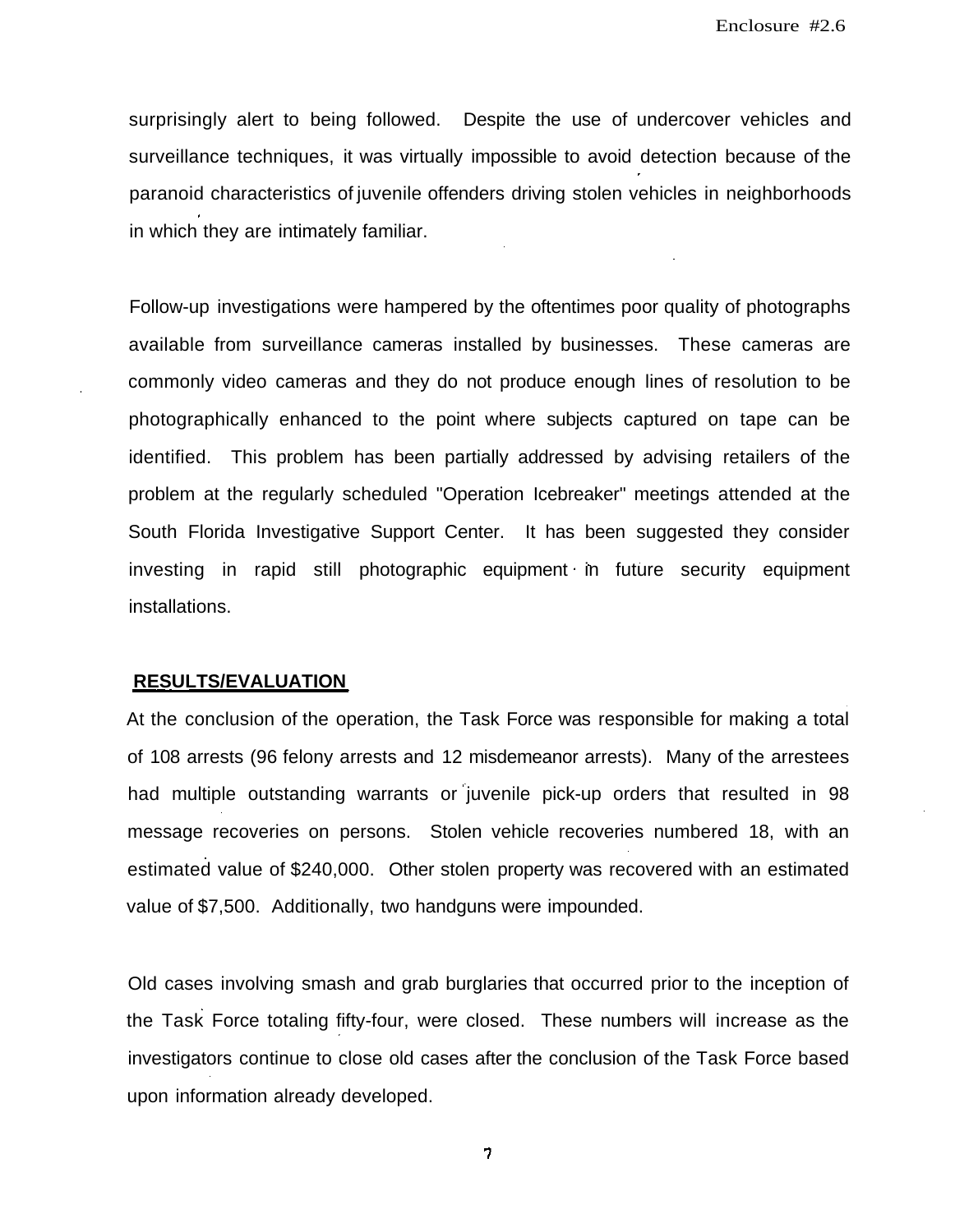surprisingly alert to being followed. Despite the use of undercover vehicles and surveillance techniques, it was virtually impossible to avoid detection because of the paranoid characteristics of juvenile offenders driving stolen vehicles in neighborhoods in which they are intimately familiar.

Follow-up investigations were hampered by the oftentimes poor quality of photographs available from surveillance cameras installed by businesses. These cameras are commonly video cameras and they do not produce enough lines of resolution to be photographically enhanced to the point where subjects captured on tape can be identified. This problem has been partially addressed by advising retailers of the problem at the regularly scheduled "Operation Icebreaker" meetings attended at the South Florida Investigative Support Center. It has been suggested they consider investing in rapid still photographic equipment in future security equipment installations.

## RESULTS/EVALUATION

At the conclusion of the operation, the Task Force was responsible for making a total of 108 arrests (96 felony arrests and 12 misdemeanor arrests). Many of the arrestees had multiple outstanding warrants or juvenile pick-up orders that resulted in 98 message recoveries on persons. Stolen vehicle recoveries numbered 18, with an estimated value of $240,000. Other stolen property was recovered with an estimated value of $7,500. Additionally, two handguns were impounded.

Old cases involving smash and grab burglaries that occurred prior to the inception of the Task Force totaling fifty-four, were closed. These numbers will increase as the investigators continue to close old cases after the conclusion of the Task Force based upon information already developed.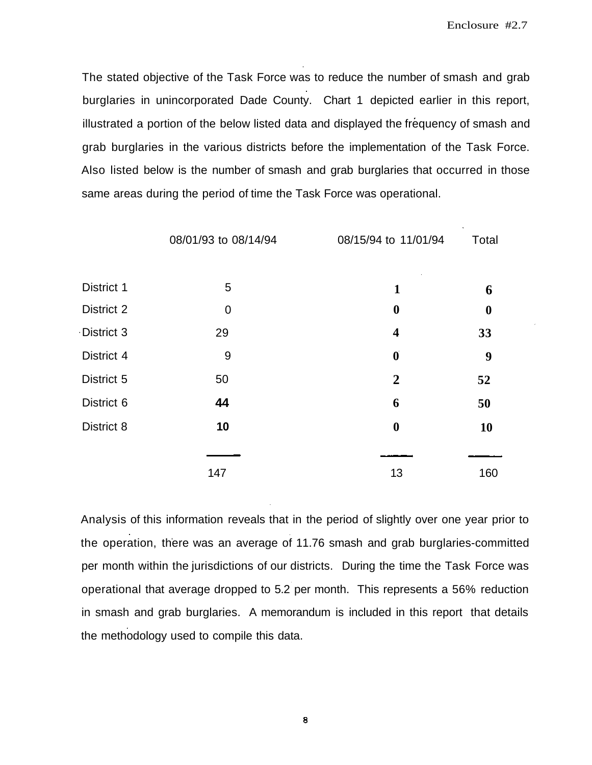Enclosure #2.7

The stated objective of the Task Force was to reduce the number of smash and grab burglaries in unincorporated Dade County. Chart 1 depicted earlier in this report, illustrated a portion of the below listed data and displayed the frequency of smash and grab burglaries in the various districts before the implementation of the Task Force. Also listed below is the number of smash and grab burglaries that occurred in those same areas during the period of time the Task Force was operational.

| | 08/01/93 to 08/14/94 | 08/15/94 to 11/01/94 | Total |
|---|---|---|---|
| District 1 | 5 | 1 | 6 |
| District 2 | 0 | 0 | 0 |
| District 3 | 29 | 4 | 33 |
| District 4 | 9 | 0 | 9 |
| District 5 | 50 | 2 | 52 |
| District 6 | 44 | 6 | 50 |
| District 8 | 10 | 0 | 10 |
| | 147 | 13 | 160 |

Analysis of this information reveals that in the period of slightly over one year prior to the operation, there was an average of 11.76 smash and grab burglaries-committed per month within the jurisdictions of our districts. During the time the Task Force was operational that average dropped to 5.2 per month. This represents a 56% reduction in smash and grab burglaries. A memorandum is included in this report that details the methodology used to compile this data.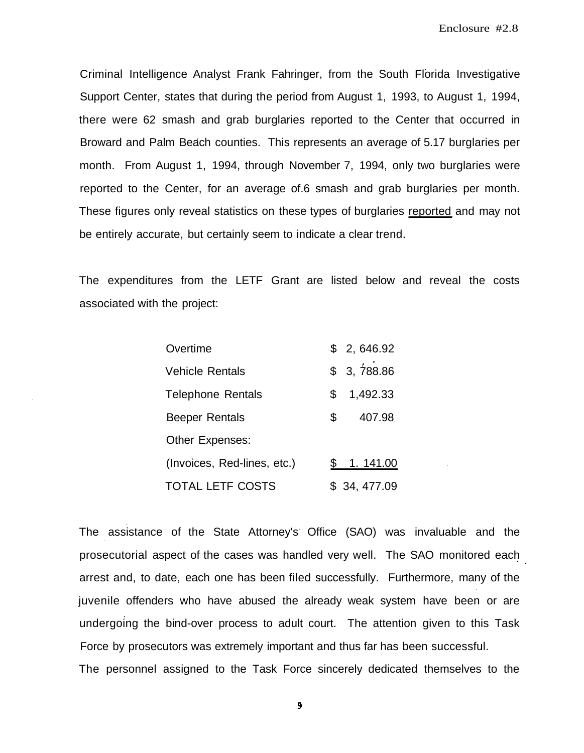Enclosure #2.8

Criminal Intelligence Analyst Frank Fahringer, from the South Florida Investigative Support Center, states that during the period from August 1, 1993, to August 1, 1994, there were 62 smash and grab burglaries reported to the Center that occurred in Broward and Palm Beach counties. This represents an average of 5.17 burglaries per month. From August 1, 1994, through November 7, 1994, only two burglaries were reported to the Center, for an average of.6 smash and grab burglaries per month. These figures only reveal statistics on these types of burglaries reported and may not be entirely accurate, but certainly seem to indicate a clear trend.

The expenditures from the LETF Grant are listed below and reveal the costs associated with the project:

| | |
|---|---|
| Overtime | $ 2, 646.92 |
| Vehicle Rentals | $ 3, 788.86 |
| Telephone Rentals | $ 1,492.33 |
| Beeper Rentals | $ 407.98 |
| Other Expenses: | |
| (Invoices, Red-lines, etc.) | $ 1. 141.00 |
| TOTAL LETF COSTS | $ 34, 477.09 |

The assistance of the State Attorney's Office (SAO) was invaluable and the prosecutorial aspect of the cases was handled very well. The SAO monitored each arrest and, to date, each one has been filed successfully. Furthermore, many of the juvenile offenders who have abused the already weak system have been or are undergoing the bind-over process to adult court. The attention given to this Task Force by prosecutors was extremely important and thus far has been successful.

The personnel assigned to the Task Force sincerely dedicated themselves to the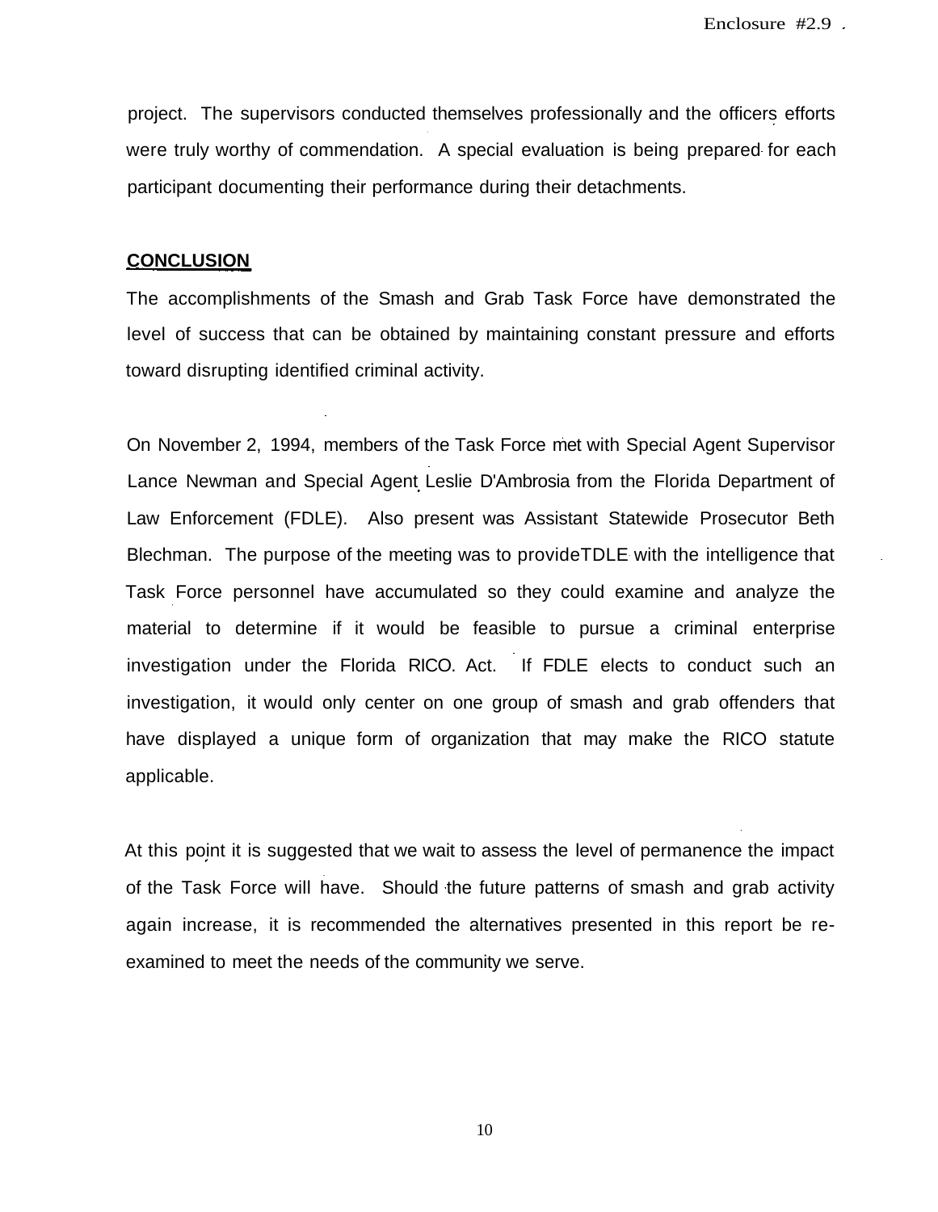project. The supervisors conducted themselves professionally and the officers efforts were truly worthy of commendation. A special evaluation is being prepared for each participant documenting their performance during their detachments.

**CONCLUSION**

The accomplishments of the Smash and Grab Task Force have demonstrated the level of success that can be obtained by maintaining constant pressure and efforts toward disrupting identified criminal activity.

On November 2, 1994, members of the Task Force met with Special Agent Supervisor Lance Newman and Special Agent Leslie D'Ambrosia from the Florida Department of Law Enforcement (FDLE). Also present was Assistant Statewide Prosecutor Beth Blechman. The purpose of the meeting was to provideTDLE with the intelligence that Task Force personnel have accumulated so they could examine and analyze the material to determine if it would be feasible to pursue a criminal enterprise investigation under the Florida RICO. Act. If FDLE elects to conduct such an investigation, it would only center on one group of smash and grab offenders that have displayed a unique form of organization that may make the RICO statute applicable.

At this point it is suggested that we wait to assess the level of permanence the impact of the Task Force will have. Should the future patterns of smash and grab activity again increase, it is recommended the alternatives presented in this report be re-examined to meet the needs of the community we serve.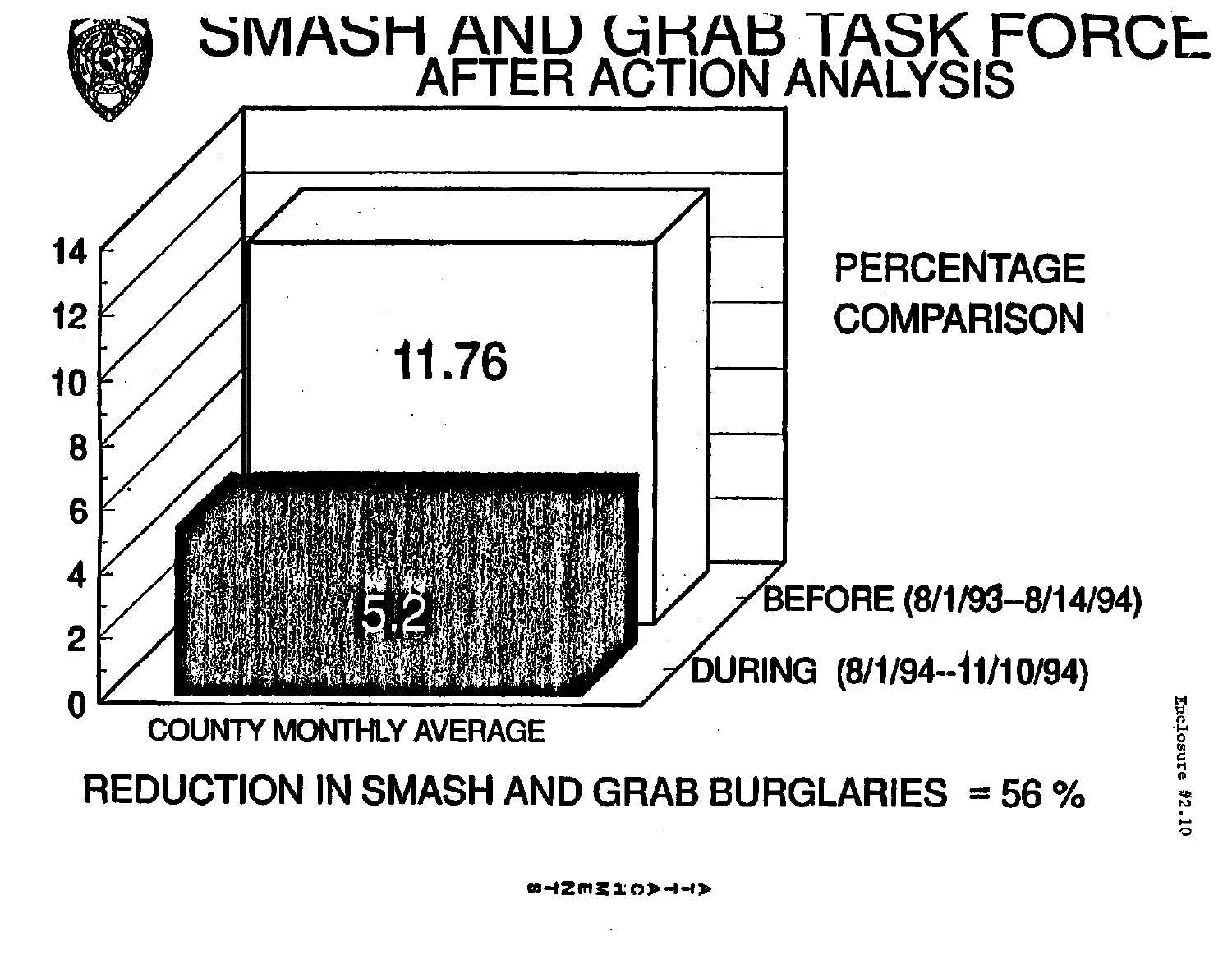# SMASH AND GRAB TASK FORCE

## AFTER ACTION ANALYSIS

PERCENTAGE COMPARISON

| COUNTY MONTHLY AVERAGE | |
|---|---|
| BEFORE (8/1/93--8/14/94) | 11.76 |
| DURING (8/1/94--11/10/94) | 5.2 |

**REDUCTION IN SMASH AND GRAB BURGLARIES = 56 %**

Enclosure #2.10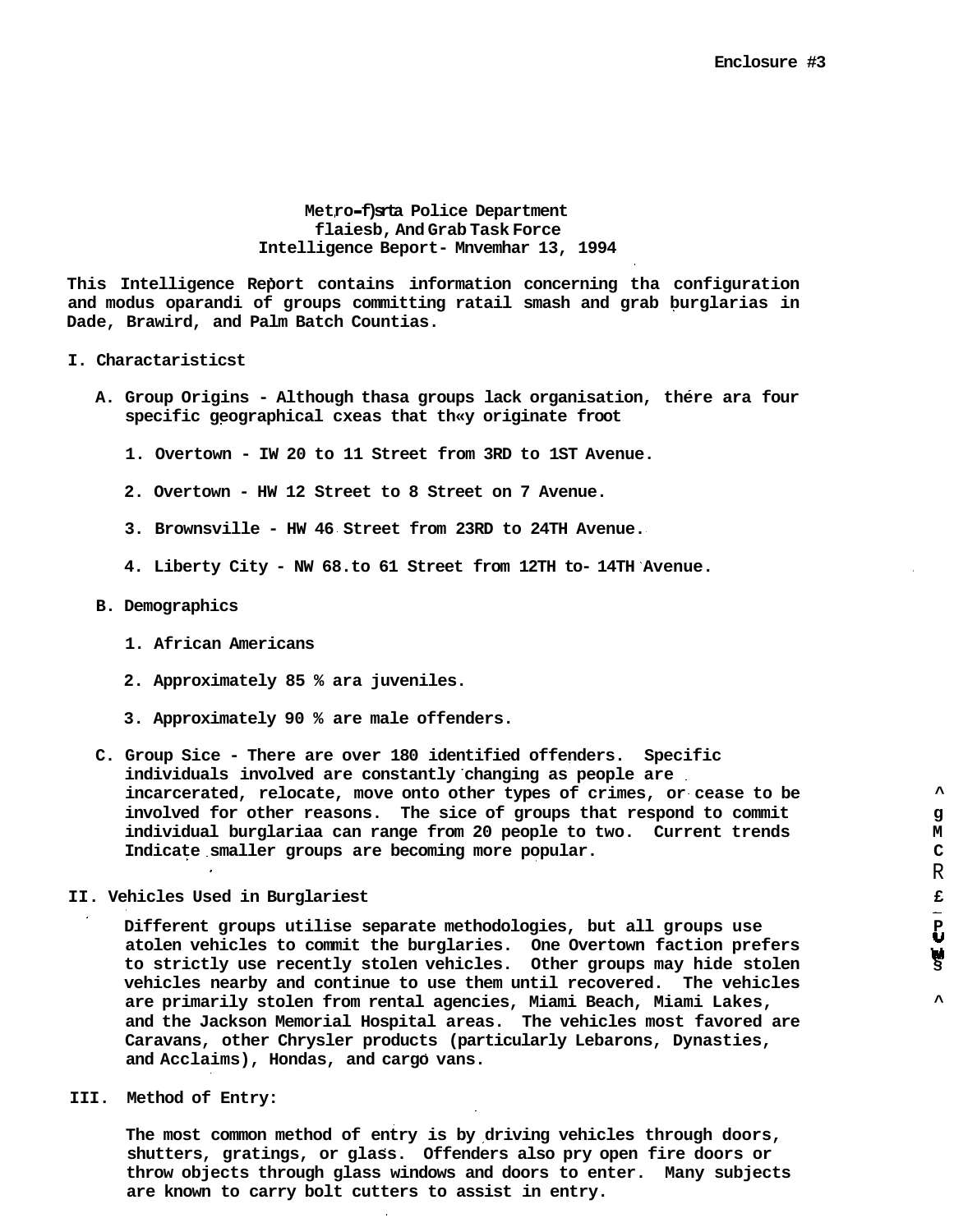Enclosure #3

**Metro-Dade Police Department**
**flaiesb, And Grab Task Force**
**Intelligence Beport- Mnvemhar 13, 1994**

This Intelligence Report contains information concerning tha configuration and modus oparandi of groups committing ratail smash and grab burglarias in Dade, Brawird, and Palm Batch Countias.

## I. Charactaristicst

A. Group Origins - Although thasa groups lack organisation, there ara four specific geographical cxeas that th«y originate froot

1. Overtown - IW 20 to 11 Street from 3RD to 1ST Avenue.
2. Overtown - HW 12 Street to 8 Street on 7 Avenue.
3. Brownsville - HW 46 Street from 23RD to 24TH Avenue.
4. Liberty City - NW 68.to 61 Street from 12TH to- 14TH Avenue.

B. Demographics

1. African Americans
2. Approximately 85 % ara juveniles.
3. Approximately 90 % are male offenders.

C. Group Sice - There are over 180 identified offenders. Specific individuals involved are constantly changing as people are incarcerated, relocate, move onto other types of crimes, or cease to be involved for other reasons. The sice of groups that respond to commit individual burglariaa can range from 20 people to two. Current trends Indicate smaller groups are becoming more popular.

## II. Vehicles Used in Burglariest

Different groups utilise separate methodologies, but all groups use atolen vehicles to commit the burglaries. One Overtown faction prefers to strictly use recently stolen vehicles. Other groups may hide stolen vehicles nearby and continue to use them until recovered. The vehicles are primarily stolen from rental agencies, Miami Beach, Miami Lakes, and the Jackson Memorial Hospital areas. The vehicles most favored are Caravans, other Chrysler products (particularly Lebarons, Dynasties, and Acclaims), Hondas, and cargo vans.

## III. Method of Entry:

The most common method of entry is by driving vehicles through doors, shutters, gratings, or glass. Offenders also pry open fire doors or throw objects through glass windows and doors to enter. Many subjects are known to carry bolt cutters to assist in entry.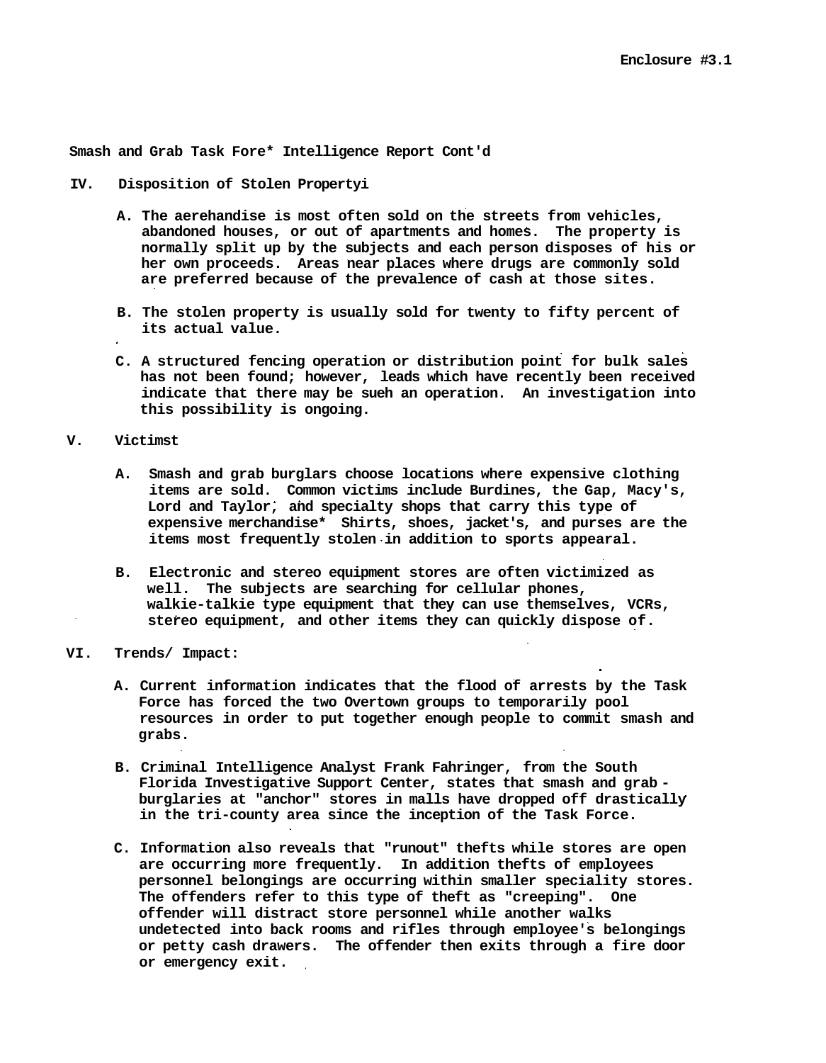Enclosure #3.1

**Smash and Grab Task Fore* Intelligence Report Cont'd**

**IV. Disposition of Stolen Propertyi**

A. The aerehandise is most often sold on the streets from vehicles, abandoned houses, or out of apartments and homes. The property is normally split up by the subjects and each person disposes of his or her own proceeds. Areas near places where drugs are commonly sold are preferred because of the prevalence of cash at those sites.

B. The stolen property is usually sold for twenty to fifty percent of its actual value.

C. A structured fencing operation or distribution point for bulk sales has not been found; however, leads which have recently been received indicate that there may be sueh an operation. An investigation into this possibility is ongoing.

**V. Victimst**

A. Smash and grab burglars choose locations where expensive clothing items are sold. Common victims include Burdines, the Gap, Macy's, Lord and Taylor; and specialty shops that carry this type of expensive merchandise* Shirts, shoes, jacket's, and purses are the items most frequently stolen in addition to sports appearal.

B. Electronic and stereo equipment stores are often victimized as well. The subjects are searching for cellular phones, walkie-talkie type equipment that they can use themselves, VCRs, stereo equipment, and other items they can quickly dispose of.

**VI. Trends/ Impact:**

A. Current information indicates that the flood of arrests by the Task Force has forced the two Overtown groups to temporarily pool resources in order to put together enough people to commit smash and grabs.

B. Criminal Intelligence Analyst Frank Fahringer, from the South Florida Investigative Support Center, states that smash and grab - burglaries at "anchor" stores in malls have dropped off drastically in the tri-county area since the inception of the Task Force.

C. Information also reveals that "runout" thefts while stores are open are occurring more frequently. In addition thefts of employees personnel belongings are occurring within smaller speciality stores. The offenders refer to this type of theft as "creeping". One offender will distract store personnel while another walks undetected into back rooms and rifles through employee's belongings or petty cash drawers. The offender then exits through a fire door or emergency exit.